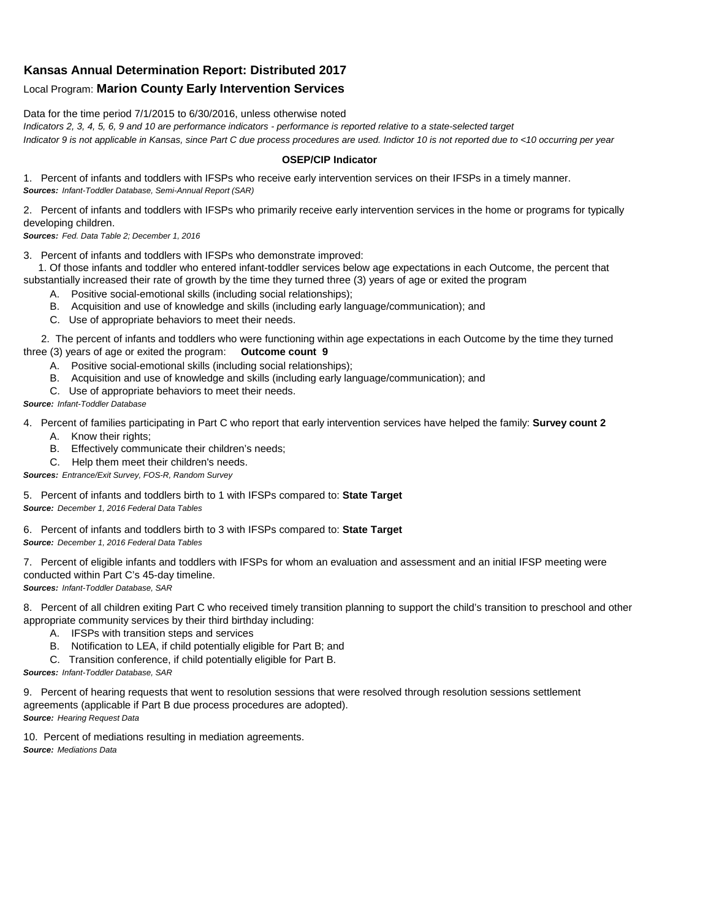## Kansas Annual Determination Report: Distributed 2017

Local Program: **Marion County Early Intervention Services**

Data for the time period 7/1/2015 to 6/30/2016, unless otherwise noted

*Indicators 2, 3, 4, 5, 6, 9 and 10 are performance indicators - performance is reported relative to a state-selected target*

*Indicator 9 is not applicable in Kansas, since Part C due process procedures are used. Indictor 10 is not reported due to <10 occurring per year*

**OSEP/CIP Indicator**

1. Percent of infants and toddlers with IFSPs who receive early intervention services on their IFSPs in a timely manner.
***Sources:*** *Infant-Toddler Database, Semi-Annual Report (SAR)*

2. Percent of infants and toddlers with IFSPs who primarily receive early intervention services in the home or programs for typically developing children.
***Sources:*** *Fed. Data Table 2; December 1, 2016*

3. Percent of infants and toddlers with IFSPs who demonstrate improved:

   1. Of those infants and toddler who entered infant-toddler services below age expectations in each Outcome, the percent that substantially increased their rate of growth by the time they turned three (3) years of age or exited the program
      - A. Positive social-emotional skills (including social relationships);
      - B. Acquisition and use of knowledge and skills (including early language/communication); and
      - C. Use of appropriate behaviors to meet their needs.

   2. The percent of infants and toddlers who were functioning within age expectations in each Outcome by the time they turned three (3) years of age or exited the program: **Outcome count 9**
      - A. Positive social-emotional skills (including social relationships);
      - B. Acquisition and use of knowledge and skills (including early language/communication); and
      - C. Use of appropriate behaviors to meet their needs.

***Source:*** *Infant-Toddler Database*

4. Percent of families participating in Part C who report that early intervention services have helped the family: **Survey count 2**
   - A. Know their rights;
   - B. Effectively communicate their children's needs;
   - C. Help them meet their children's needs.

***Sources:*** *Entrance/Exit Survey, FOS-R, Random Survey*

5. Percent of infants and toddlers birth to 1 with IFSPs compared to: **State Target**
***Source:*** *December 1, 2016 Federal Data Tables*

6. Percent of infants and toddlers birth to 3 with IFSPs compared to: **State Target**
***Source:*** *December 1, 2016 Federal Data Tables*

7. Percent of eligible infants and toddlers with IFSPs for whom an evaluation and assessment and an initial IFSP meeting were conducted within Part C's 45-day timeline.
***Sources:*** *Infant-Toddler Database, SAR*

8. Percent of all children exiting Part C who received timely transition planning to support the child's transition to preschool and other appropriate community services by their third birthday including:
   - A. IFSPs with transition steps and services
   - B. Notification to LEA, if child potentially eligible for Part B; and
   - C. Transition conference, if child potentially eligible for Part B.

***Sources:*** *Infant-Toddler Database, SAR*

9. Percent of hearing requests that went to resolution sessions that were resolved through resolution sessions settlement agreements (applicable if Part B due process procedures are adopted).
***Source:*** *Hearing Request Data*

10. Percent of mediations resulting in mediation agreements.
***Source:*** *Mediations Data*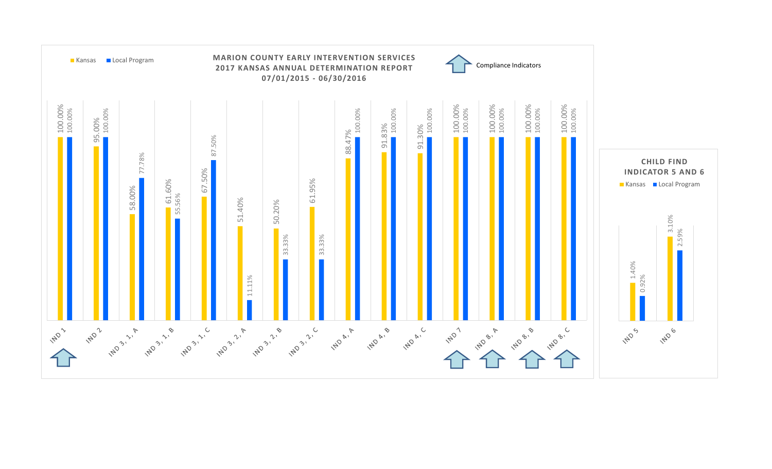Kansas  Local Program

**MARION COUNTY EARLY INTERVENTION SERVICES**
**2017 KANSAS ANNUAL DETERMINATION REPORT**
**07/01/2015 - 06/30/2016**

Compliance Indicators

IND 1: 100.00% 100.00%
IND 2: 95.00% 100.00%
IND 3, 1, A: 58.00% 77.78%
IND 3, 1, B: 61.60% 55.56%
IND 3, 1, C: 67.50% 87.50%
IND 3, 2, A: 51.40% 11.11%
IND 3, 2, B: 50.20% 33.33%
IND 3, 2, C: 61.95% 33.33%
IND 4, A: 88.47% 100.00%
IND 4, B: 91.83% 100.00%
IND 4, C: 91.30% 100.00%
IND 7: 100.00% 100.00%
IND 8, A: 100.00% 100.00%
IND 8, B: 100.00% 100.00%
IND 8, C: 100.00% 100.00%

**CHILD FIND INDICATOR 5 AND 6**

Kansas  Local Program

IND 5: 1.40% 0.92%
IND 6: 3.10% 2.59%